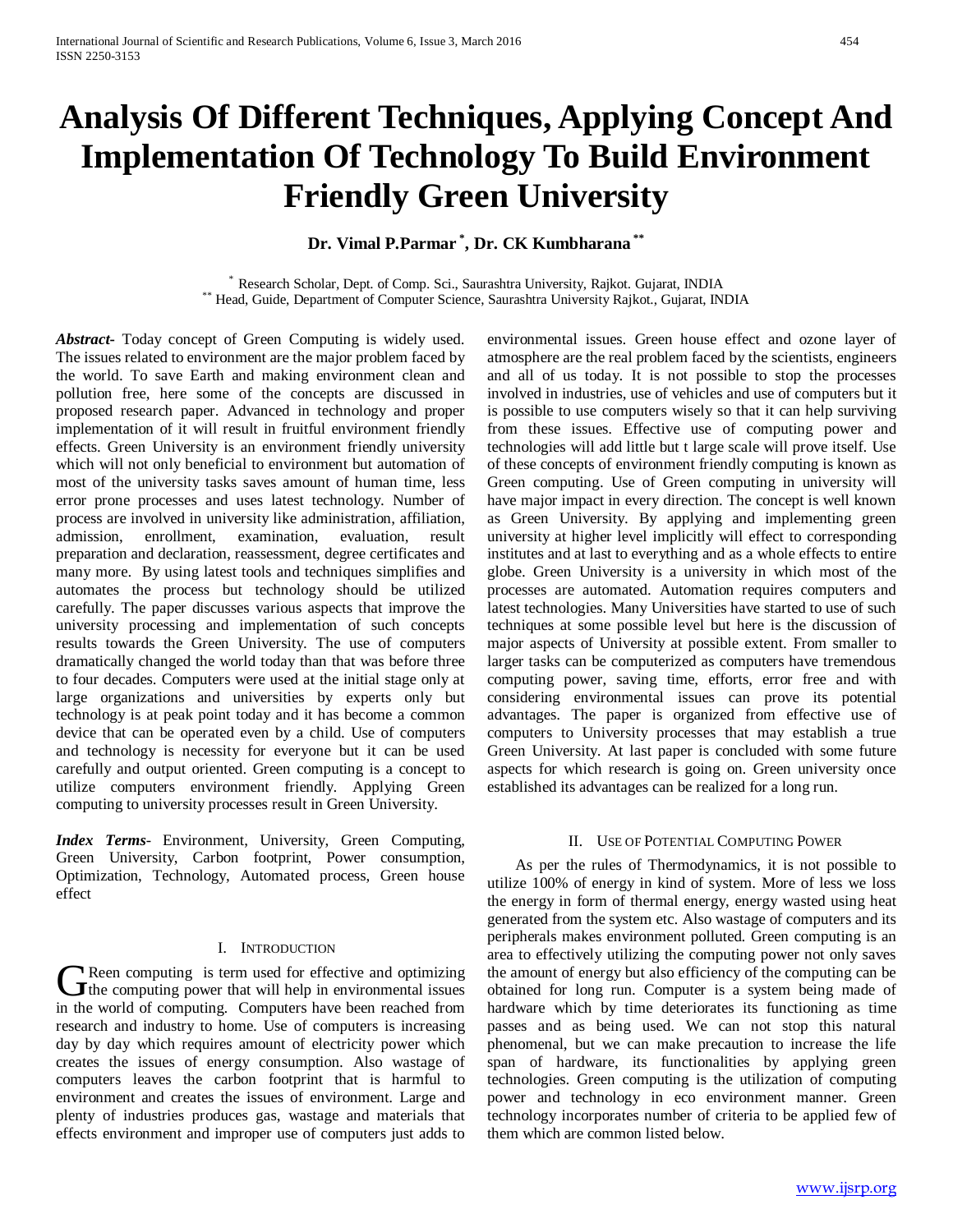# Analysis Of Different Techniques, Applying Concept And Implementation Of Technology To Build Environment Friendly Green University

**Dr. Vimal P.Parmar [*], Dr. CK Kumbharana [**]**

[*] Research Scholar, Dept. of Comp. Sci., Saurashtra University, Rajkot. Gujarat, INDIA
[**] Head, Guide, Department of Computer Science, Saurashtra University Rajkot., Gujarat, INDIA

***Abstract***- Today concept of Green Computing is widely used. The issues related to environment are the major problem faced by the world. To save Earth and making environment clean and pollution free, here some of the concepts are discussed in proposed research paper. Advanced in technology and proper implementation of it will result in fruitful environment friendly effects. Green University is an environment friendly university which will not only beneficial to environment but automation of most of the university tasks saves amount of human time, less error prone processes and uses latest technology. Number of process are involved in university like administration, affiliation, admission, enrollment, examination, evaluation, result preparation and declaration, reassessment, degree certificates and many more. By using latest tools and techniques simplifies and automates the process but technology should be utilized carefully. The paper discusses various aspects that improve the university processing and implementation of such concepts results towards the Green University. The use of computers dramatically changed the world today than that was before three to four decades. Computers were used at the initial stage only at large organizations and universities by experts only but technology is at peak point today and it has become a common device that can be operated even by a child. Use of computers and technology is necessity for everyone but it can be used carefully and output oriented. Green computing is a concept to utilize computers environment friendly. Applying Green computing to university processes result in Green University.

***Index Terms***- Environment, University, Green Computing, Green University, Carbon footprint, Power consumption, Optimization, Technology, Automated process, Green house effect

## I. Introduction

Green computing is term used for effective and optimizing the computing power that will help in environmental issues in the world of computing. Computers have been reached from research and industry to home. Use of computers is increasing day by day which requires amount of electricity power which creates the issues of energy consumption. Also wastage of computers leaves the carbon footprint that is harmful to environment and creates the issues of environment. Large and plenty of industries produces gas, wastage and materials that effects environment and improper use of computers just adds to environmental issues. Green house effect and ozone layer of atmosphere are the real problem faced by the scientists, engineers and all of us today. It is not possible to stop the processes involved in industries, use of vehicles and use of computers but it is possible to use computers wisely so that it can help surviving from these issues. Effective use of computing power and technologies will add little but t large scale will prove itself. Use of these concepts of environment friendly computing is known as Green computing. Use of Green computing in university will have major impact in every direction. The concept is well known as Green University. By applying and implementing green university at higher level implicitly will effect to corresponding institutes and at last to everything and as a whole effects to entire globe. Green University is a university in which most of the processes are automated. Automation requires computers and latest technologies. Many Universities have started to use of such techniques at some possible level but here is the discussion of major aspects of University at possible extent. From smaller to larger tasks can be computerized as computers have tremendous computing power, saving time, efforts, error free and with considering environmental issues can prove its potential advantages. The paper is organized from effective use of computers to University processes that may establish a true Green University. At last paper is concluded with some future aspects for which research is going on. Green university once established its advantages can be realized for a long run.

## II. Use of Potential Computing Power

As per the rules of Thermodynamics, it is not possible to utilize 100% of energy in kind of system. More of less we loss the energy in form of thermal energy, energy wasted using heat generated from the system etc. Also wastage of computers and its peripherals makes environment polluted. Green computing is an area to effectively utilizing the computing power not only saves the amount of energy but also efficiency of the computing can be obtained for long run. Computer is a system being made of hardware which by time deteriorates its functioning as time passes and as being used. We can not stop this natural phenomenal, but we can make precaution to increase the life span of hardware, its functionalities by applying green technologies. Green computing is the utilization of computing power and technology in eco environment manner. Green technology incorporates number of criteria to be applied few of them which are common listed below.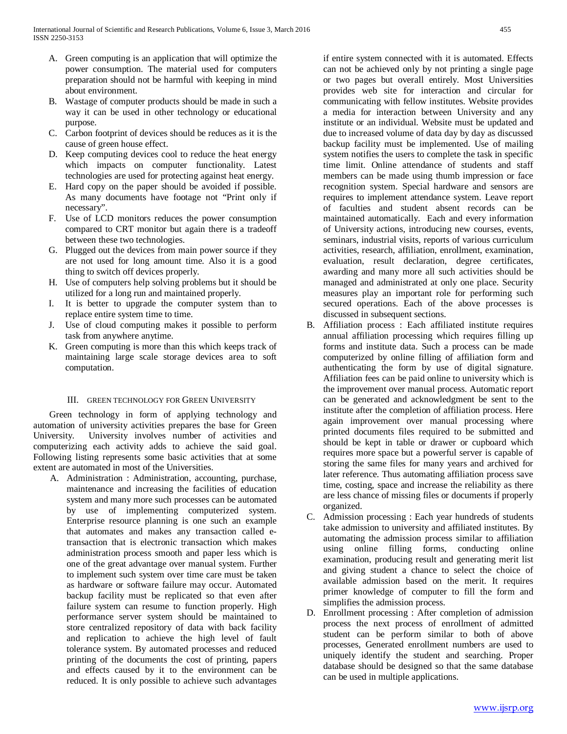A. Green computing is an application that will optimize the power consumption. The material used for computers preparation should not be harmful with keeping in mind about environment.
B. Wastage of computer products should be made in such a way it can be used in other technology or educational purpose.
C. Carbon footprint of devices should be reduces as it is the cause of green house effect.
D. Keep computing devices cool to reduce the heat energy which impacts on computer functionality. Latest technologies are used for protecting against heat energy.
E. Hard copy on the paper should be avoided if possible. As many documents have footage not "Print only if necessary".
F. Use of LCD monitors reduces the power consumption compared to CRT monitor but again there is a tradeoff between these two technologies.
G. Plugged out the devices from main power source if they are not used for long amount time. Also it is a good thing to switch off devices properly.
H. Use of computers help solving problems but it should be utilized for a long run and maintained properly.
I. It is better to upgrade the computer system than to replace entire system time to time.
J. Use of cloud computing makes it possible to perform task from anywhere anytime.
K. Green computing is more than this which keeps track of maintaining large scale storage devices area to soft computation.

## III. GREEN TECHNOLOGY FOR GREEN UNIVERSITY

Green technology in form of applying technology and automation of university activities prepares the base for Green University. University involves number of activities and computerizing each activity adds to achieve the said goal. Following listing represents some basic activities that at some extent are automated in most of the Universities.

A. Administration : Administration, accounting, purchase, maintenance and increasing the facilities of education system and many more such processes can be automated by use of implementing computerized system. Enterprise resource planning is one such an example that automates and makes any transaction called e-transaction that is electronic transaction which makes administration process smooth and paper less which is one of the great advantage over manual system. Further to implement such system over time care must be taken as hardware or software failure may occur. Automated backup facility must be replicated so that even after failure system can resume to function properly. High performance server system should be maintained to store centralized repository of data with back facility and replication to achieve the high level of fault tolerance system. By automated processes and reduced printing of the documents the cost of printing, papers and effects caused by it to the environment can be reduced. It is only possible to achieve such advantages if entire system connected with it is automated. Effects can not be achieved only by not printing a single page or two pages but overall entirely. Most Universities provides web site for interaction and circular for communicating with fellow institutes. Website provides a media for interaction between University and any institute or an individual. Website must be updated and due to increased volume of data day by day as discussed backup facility must be implemented. Use of mailing system notifies the users to complete the task in specific time limit. Online attendance of students and staff members can be made using thumb impression or face recognition system. Special hardware and sensors are requires to implement attendance system. Leave report of faculties and student absent records can be maintained automatically. Each and every information of University actions, introducing new courses, events, seminars, industrial visits, reports of various curriculum activities, research, affiliation, enrollment, examination, evaluation, result declaration, degree certificates, awarding and many more all such activities should be managed and administrated at only one place. Security measures play an important role for performing such secured operations. Each of the above processes is discussed in subsequent sections.
B. Affiliation process : Each affiliated institute requires annual affiliation processing which requires filling up forms and institute data. Such a process can be made computerized by online filling of affiliation form and authenticating the form by use of digital signature. Affiliation fees can be paid online to university which is the improvement over manual process. Automatic report can be generated and acknowledgment be sent to the institute after the completion of affiliation process. Here again improvement over manual processing where printed documents files required to be submitted and should be kept in table or drawer or cupboard which requires more space but a powerful server is capable of storing the same files for many years and archived for later reference. Thus automating affiliation process save time, costing, space and increase the reliability as there are less chance of missing files or documents if properly organized.
C. Admission processing : Each year hundreds of students take admission to university and affiliated institutes. By automating the admission process similar to affiliation using online filling forms, conducting online examination, producing result and generating merit list and giving student a chance to select the choice of available admission based on the merit. It requires primer knowledge of computer to fill the form and simplifies the admission process.
D. Enrollment processing : After completion of admission process the next process of enrollment of admitted student can be perform similar to both of above processes, Generated enrollment numbers are used to uniquely identify the student and searching. Proper database should be designed so that the same database can be used in multiple applications.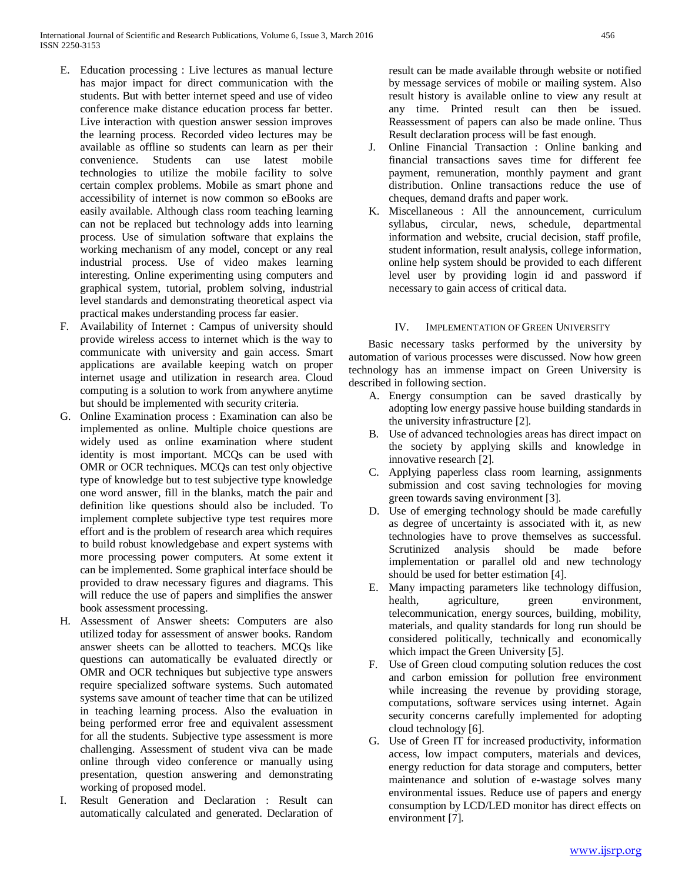E. Education processing : Live lectures as manual lecture has major impact for direct communication with the students. But with better internet speed and use of video conference make distance education process far better. Live interaction with question answer session improves the learning process. Recorded video lectures may be available as offline so students can learn as per their convenience. Students can use latest mobile technologies to utilize the mobile facility to solve certain complex problems. Mobile as smart phone and accessibility of internet is now common so eBooks are easily available. Although class room teaching learning can not be replaced but technology adds into learning process. Use of simulation software that explains the working mechanism of any model, concept or any real industrial process. Use of video makes learning interesting. Online experimenting using computers and graphical system, tutorial, problem solving, industrial level standards and demonstrating theoretical aspect via practical makes understanding process far easier.

F. Availability of Internet : Campus of university should provide wireless access to internet which is the way to communicate with university and gain access. Smart applications are available keeping watch on proper internet usage and utilization in research area. Cloud computing is a solution to work from anywhere anytime but should be implemented with security criteria.

G. Online Examination process : Examination can also be implemented as online. Multiple choice questions are widely used as online examination where student identity is most important. MCQs can be used with OMR or OCR techniques. MCQs can test only objective type of knowledge but to test subjective type knowledge one word answer, fill in the blanks, match the pair and definition like questions should also be included. To implement complete subjective type test requires more effort and is the problem of research area which requires to build robust knowledgebase and expert systems with more processing power computers. At some extent it can be implemented. Some graphical interface should be provided to draw necessary papers and diagrams. This will reduce the use of papers and simplifies the answer book assessment processing.

H. Assessment of Answer sheets: Computers are also utilized today for assessment of answer books. Random answer sheets can be allotted to teachers. MCQs like questions can automatically be evaluated directly or OMR and OCR techniques but subjective type answers require specialized software systems. Such automated systems save amount of teacher time that can be utilized in teaching learning process. Also the evaluation in being performed error free and equivalent assessment for all the students. Subjective type assessment is more challenging. Assessment of student viva can be made online through video conference or manually using presentation, question answering and demonstrating working of proposed model.

I. Result Generation and Declaration : Result can automatically calculated and generated. Declaration of result can be made available through website or notified by message services of mobile or mailing system. Also result history is available online to view any result at any time. Printed result can then be issued. Reassessment of papers can also be made online. Thus Result declaration process will be fast enough.

J. Online Financial Transaction : Online banking and financial transactions saves time for different fee payment, remuneration, monthly payment and grant distribution. Online transactions reduce the use of cheques, demand drafts and paper work.

K. Miscellaneous : All the announcement, curriculum syllabus, circular, news, schedule, departmental information and website, crucial decision, staff profile, student information, result analysis, college information, online help system should be provided to each different level user by providing login id and password if necessary to gain access of critical data.

## IV. Implementation of Green University

Basic necessary tasks performed by the university by automation of various processes were discussed. Now how green technology has an immense impact on Green University is described in following section.

A. Energy consumption can be saved drastically by adopting low energy passive house building standards in the university infrastructure [2].

B. Use of advanced technologies areas has direct impact on the society by applying skills and knowledge in innovative research [2].

C. Applying paperless class room learning, assignments submission and cost saving technologies for moving green towards saving environment [3].

D. Use of emerging technology should be made carefully as degree of uncertainty is associated with it, as new technologies have to prove themselves as successful. Scrutinized analysis should be made before implementation or parallel old and new technology should be used for better estimation [4].

E. Many impacting parameters like technology diffusion, health, agriculture, green environment, telecommunication, energy sources, building, mobility, materials, and quality standards for long run should be considered politically, technically and economically which impact the Green University [5].

F. Use of Green cloud computing solution reduces the cost and carbon emission for pollution free environment while increasing the revenue by providing storage, computations, software services using internet. Again security concerns carefully implemented for adopting cloud technology [6].

G. Use of Green IT for increased productivity, information access, low impact computers, materials and devices, energy reduction for data storage and computers, better maintenance and solution of e-wastage solves many environmental issues. Reduce use of papers and energy consumption by LCD/LED monitor has direct effects on environment [7].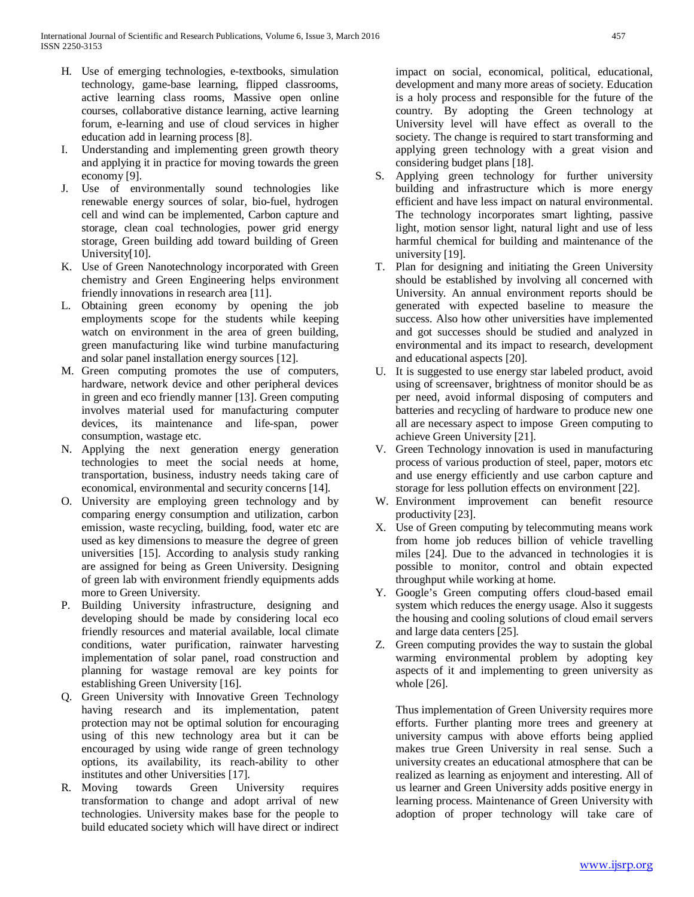H. Use of emerging technologies, e-textbooks, simulation technology, game-base learning, flipped classrooms, active learning class rooms, Massive open online courses, collaborative distance learning, active learning forum, e-learning and use of cloud services in higher education add in learning process [8].
I. Understanding and implementing green growth theory and applying it in practice for moving towards the green economy [9].
J. Use of environmentally sound technologies like renewable energy sources of solar, bio-fuel, hydrogen cell and wind can be implemented, Carbon capture and storage, clean coal technologies, power grid energy storage, Green building add toward building of Green University[10].
K. Use of Green Nanotechnology incorporated with Green chemistry and Green Engineering helps environment friendly innovations in research area [11].
L. Obtaining green economy by opening the job employments scope for the students while keeping watch on environment in the area of green building, green manufacturing like wind turbine manufacturing and solar panel installation energy sources [12].
M. Green computing promotes the use of computers, hardware, network device and other peripheral devices in green and eco friendly manner [13]. Green computing involves material used for manufacturing computer devices, its maintenance and life-span, power consumption, wastage etc.
N. Applying the next generation energy generation technologies to meet the social needs at home, transportation, business, industry needs taking care of economical, environmental and security concerns [14].
O. University are employing green technology and by comparing energy consumption and utilization, carbon emission, waste recycling, building, food, water etc are used as key dimensions to measure the degree of green universities [15]. According to analysis study ranking are assigned for being as Green University. Designing of green lab with environment friendly equipments adds more to Green University.
P. Building University infrastructure, designing and developing should be made by considering local eco friendly resources and material available, local climate conditions, water purification, rainwater harvesting implementation of solar panel, road construction and planning for wastage removal are key points for establishing Green University [16].
Q. Green University with Innovative Green Technology having research and its implementation, patent protection may not be optimal solution for encouraging using of this new technology area but it can be encouraged by using wide range of green technology options, its availability, its reach-ability to other institutes and other Universities [17].
R. Moving towards Green University requires transformation to change and adopt arrival of new technologies. University makes base for the people to build educated society which will have direct or indirect impact on social, economical, political, educational, development and many more areas of society. Education is a holy process and responsible for the future of the country. By adopting the Green technology at University level will have effect as overall to the society. The change is required to start transforming and applying green technology with a great vision and considering budget plans [18].
S. Applying green technology for further university building and infrastructure which is more energy efficient and have less impact on natural environmental. The technology incorporates smart lighting, passive light, motion sensor light, natural light and use of less harmful chemical for building and maintenance of the university [19].
T. Plan for designing and initiating the Green University should be established by involving all concerned with University. An annual environment reports should be generated with expected baseline to measure the success. Also how other universities have implemented and got successes should be studied and analyzed in environmental and its impact to research, development and educational aspects [20].
U. It is suggested to use energy star labeled product, avoid using of screensaver, brightness of monitor should be as per need, avoid informal disposing of computers and batteries and recycling of hardware to produce new one all are necessary aspect to impose Green computing to achieve Green University [21].
V. Green Technology innovation is used in manufacturing process of various production of steel, paper, motors etc and use energy efficiently and use carbon capture and storage for less pollution effects on environment [22].
W. Environment improvement can benefit resource productivity [23].
X. Use of Green computing by telecommuting means work from home job reduces billion of vehicle travelling miles [24]. Due to the advanced in technologies it is possible to monitor, control and obtain expected throughput while working at home.
Y. Google's Green computing offers cloud-based email system which reduces the energy usage. Also it suggests the housing and cooling solutions of cloud email servers and large data centers [25].
Z. Green computing provides the way to sustain the global warming environmental problem by adopting key aspects of it and implementing to green university as whole [26].

Thus implementation of Green University requires more efforts. Further planting more trees and greenery at university campus with above efforts being applied makes true Green University in real sense. Such a university creates an educational atmosphere that can be realized as learning as enjoyment and interesting. All of us learner and Green University adds positive energy in learning process. Maintenance of Green University with adoption of proper technology will take care of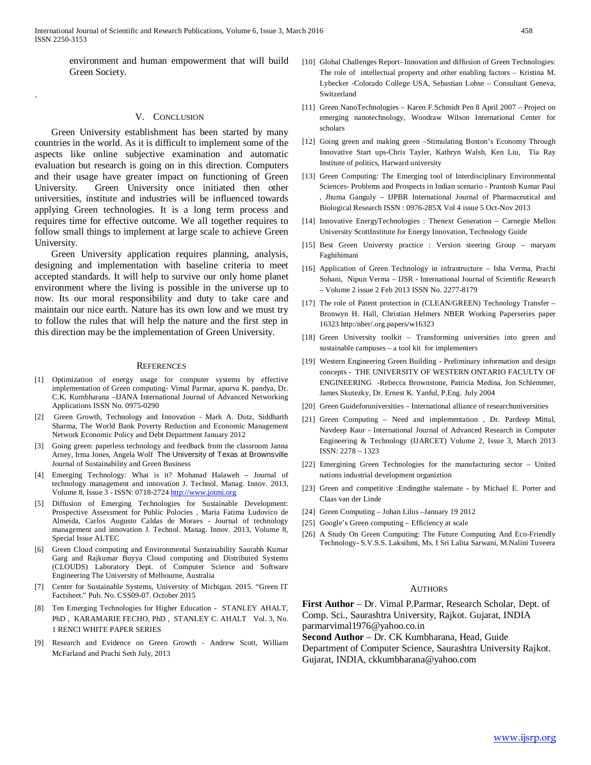environment and human empowerment that will build Green Society.

.

## V. Conclusion

Green University establishment has been started by many countries in the world. As it is difficult to implement some of the aspects like online subjective examination and automatic evaluation but research is going on in this direction. Computers and their usage have greater impact on functioning of Green University. Green University once initiated then other universities, institute and industries will be influenced towards applying Green technologies. It is a long term process and requires time for effective outcome. We all together requires to follow small things to implement at large scale to achieve Green University.

Green University application requires planning, analysis, designing and implementation with baseline criteria to meet accepted standards. It will help to survive our only home planet environment where the living is possible in the universe up to now. Its our moral responsibility and duty to take care and maintain our nice earth. Nature has its own low and we must try to follow the rules that will help the nature and the first step in this direction may be the implementation of Green University.

## References

[1] Optimization of energy usage for computer systems by effective implementation of Green computing- Vimal Parmar, apurva K. pandya, Dr. C.K. Kumbharana –IJANA International Journal of Advanced Networking Applications ISSN No. 0975-0290

[2] Green Growth, Technology and Innovation - Mark A. Dutz, Siddharth Sharma, The World Bank Poverty Reduction and Economic Management Network Economic Policy and Debt Department January 2012

[3] Going green: paperless technology and feedback from the classroom Janna Arney, Irma Jones, Angela Wolf The University of Texas at Brownsville Journal of Sustainability and Green Business

[4] Emerging Technology: What is it? Mohanad Halaweh – Journal of technology management and innovation J. Technol. Manag. Innov. 2013, Volume 8, Issue 3 - ISSN: 0718-2724 http://www.jotmi.org

[5] Diffusion of Emerging Technologies for Sustainable Development: Prospective Assessment for Public Polocies , Maria Fatima Ludovico de Almeida, Carlos Augusto Caldas de Moraes - Journal of technology management and innovation J. Technol. Manag. Innov. 2013, Volume 8, Special Issue ALTEC

[6] Green Cloud computing and Environmental Sustainability Saurabh Kumar Garg and Rajkumar Buyya Cloud computing and Distributed Systems (CLOUDS) Laboratory Dept. of Computer Science and Software Engineering The University of Melbourne, Australia

[7] Center for Sustainable Systems, University of Michigan. 2015. "Green IT Factsheet." Pub. No. CSS09-07. October 2015

[8] Ten Emerging Technologies for Higher Education - STANLEY AHALT, PhD , KARAMARIE FECHO, PhD , STANLEY C. AHALT Vol. 3, No. 1 RENCI WHITE PAPER SERIES

[9] Research and Evidence on Green Growth - Andrew Scott, William McFarland and Prachi Seth July, 2013

[10] Global Challenges Report- Innovation and diffusion of Green Technologies: The role of intellectual property and other enabling factors – Kristina M. Lybecker -Colorado College USA, Sebastian Lohse – Consultant Geneva, Switzerland

[11] Green NanoTechnologies – Karen F.Schmidt Pen 8 April 2007 – Project on emerging nanotechnology, Woodraw Wilson International Center for scholars

[12] Going green and making green –Stimulating Boston's Economy Through Innovative Start ups-Chris Tayler, Kathryn Walsh, Ken Liu, Tia Ray Institute of politics, Harward university

[13] Green Computing: The Emerging tool of Interdisciplinary Environmental Sciences- Problems and Prospects in Indian scenario - Prantosh Kumar Paul , Jhuma Ganguly – IJPBR International Journal of Pharmaceutical and Biological Research ISSN : 0976-285X Vol 4 issue 5 Oct-Nov 2013

[14] Innovative EnergyTechnologies : Thenext Generation – Carnegie Mellon University ScottInstitute for Energy Innovation, Technology Guide

[15] Best Green Universty practice : Version steering Group – maryam Faghihimani

[16] Application of Green Technology in infrastructure – Isha Verma, Prachi Sohani, Nipun Verma – IJSR - International Journal of Scientific Research – Volume 2 issue 2 Feb 2013 ISSN No. 2277-8179

[17] The role of Patent protection in (CLEAN/GREEN) Technology Transfer – Bronwyn H. Hall, Christian Helmers NBER Working Paperseries paper 16323 http:/nber/.org.papers/w16323

[18] Green University toolkit – Transforming universities into green and sustainable campuses – a tool kit for implementers

[19] Western Engineering Green Building - Preliminary information and design concepts - THE UNIVERSITY OF WESTERN ONTARIO FACULTY OF ENGINEERING -Rebecca Brownstone, Patricia Medina, Jon Schlemmer, James Skutezky, Dr. Ernest K. Yanful, P.Eng. July 2004

[20] Green Guideforuniversities – International alliance of researchuniversities

[21] Green Computing – Need and implementation , Dr. Pardeep Mittal, Navdeep Kaur - International Journal of Advanced Research in Computer Engineering & Technology (IJARCET) Volume 2, Issue 3, March 2013 ISSN: 2278 – 1323

[22] Emergining Green Technologies for the manufacturing sector – United nations industrial development organiztion

[23] Green and competitive :Endingthe stalemate - by Michael E. Porter and Claas van der Linde

[24] Green Computing – Johan Lilus –January 19 2012

[25] Google's Green computing – Efficiency at scale

[26] A Study On Green Computing: The Future Computing And Eco-Friendly Technology- S.V.S.S. Laksihmi, Ms. I Sri Lalita Sarwani, M.Nalini Tuveera

## Authors

**First Author** – Dr. Vimal P.Parmar, Research Scholar, Dept. of Comp. Sci., Saurashtra University, Rajkot. Gujarat, INDIA parmarvimal1976@yahoo.co.in

**Second Author** – Dr. CK Kumbharana, Head, Guide Department of Computer Science, Saurashtra University Rajkot. Gujarat, INDIA, ckkumbharana@yahoo.com